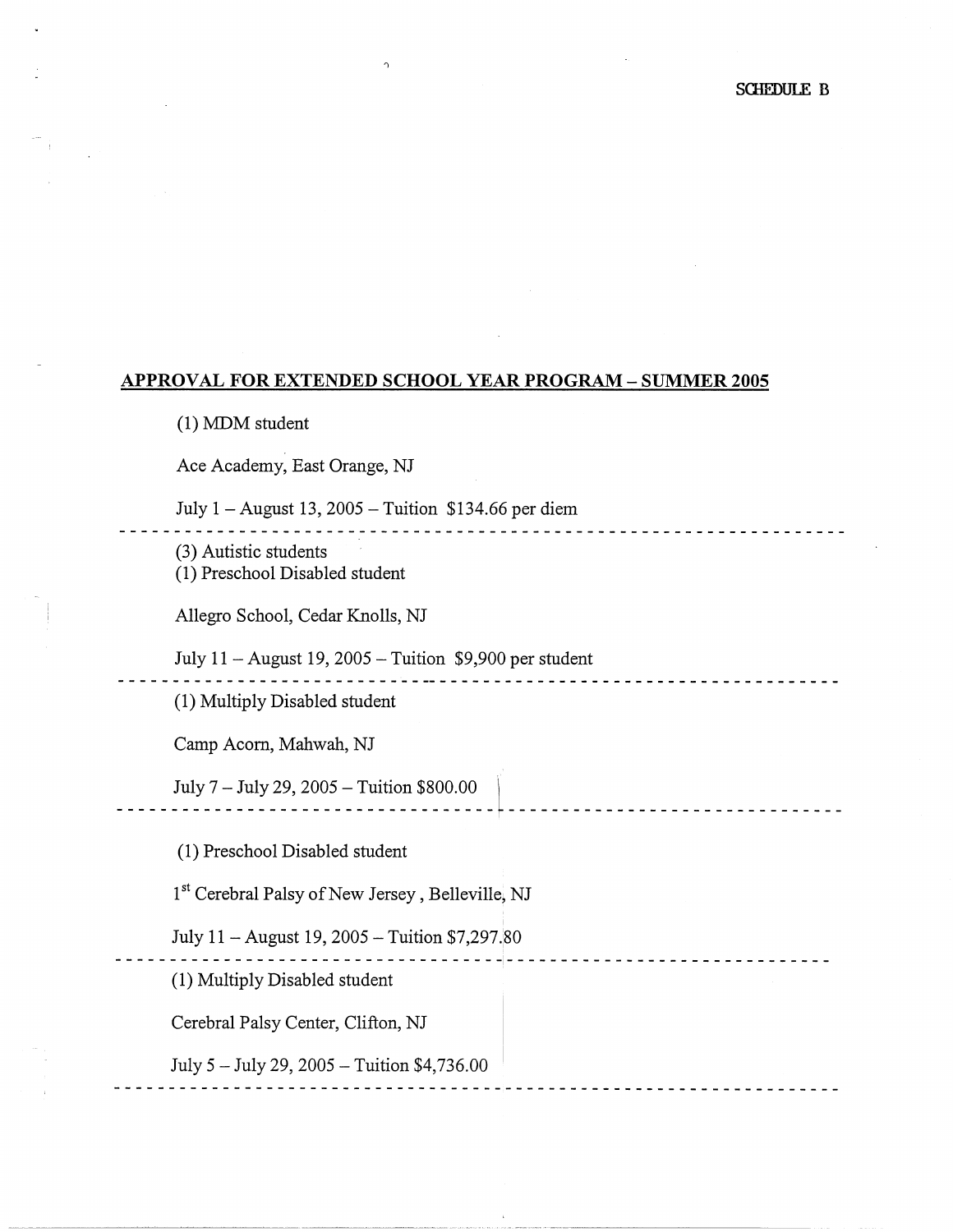SCHEDULE B

## APPROVAL FOR EXTENDED SCHOOL YEAR PROGRAM – SUMMER 2005

(1) MDM student

Ace Academy, East Orange, NJ

July 1 – August 13, 2005 – Tuition $134.66 per diem

---

(3) Autistic students
(1) Preschool Disabled student

Allegro School, Cedar Knolls, NJ

July 11 – August 19, 2005 – Tuition $9,900 per student

---

(1) Multiply Disabled student

Camp Acorn, Mahwah, NJ

July 7 – July 29, 2005 – Tuition $800.00

---

(1) Preschool Disabled student

1st Cerebral Palsy of New Jersey, Belleville, NJ

July 11 – August 19, 2005 – Tuition $7,297.80

---

(1) Multiply Disabled student

Cerebral Palsy Center, Clifton, NJ

July 5 – July 29, 2005 – Tuition $4,736.00

---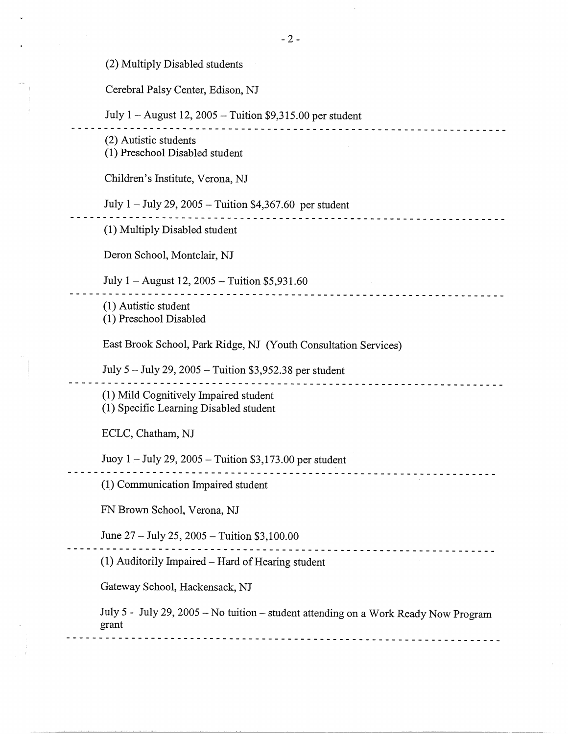(2) Multiply Disabled students

Cerebral Palsy Center, Edison, NJ

July 1 – August 12, 2005 – Tuition $9,315.00 per student

---

(2) Autistic students
(1) Preschool Disabled student

Children's Institute, Verona, NJ

July 1 – July 29, 2005 – Tuition $4,367.60 per student

---

(1) Multiply Disabled student

Deron School, Montclair, NJ

July 1 – August 12, 2005 – Tuition $5,931.60

---

(1) Autistic student
(1) Preschool Disabled

East Brook School, Park Ridge, NJ (Youth Consultation Services)

July 5 – July 29, 2005 – Tuition $3,952.38 per student

---

(1) Mild Cognitively Impaired student
(1) Specific Learning Disabled student

ECLC, Chatham, NJ

Juoy 1 – July 29, 2005 – Tuition $3,173.00 per student

---

(1) Communication Impaired student

FN Brown School, Verona, NJ

June 27 – July 25, 2005 – Tuition $3,100.00

---

(1) Auditorily Impaired – Hard of Hearing student

Gateway School, Hackensack, NJ

July 5 - July 29, 2005 – No tuition – student attending on a Work Ready Now Program grant

---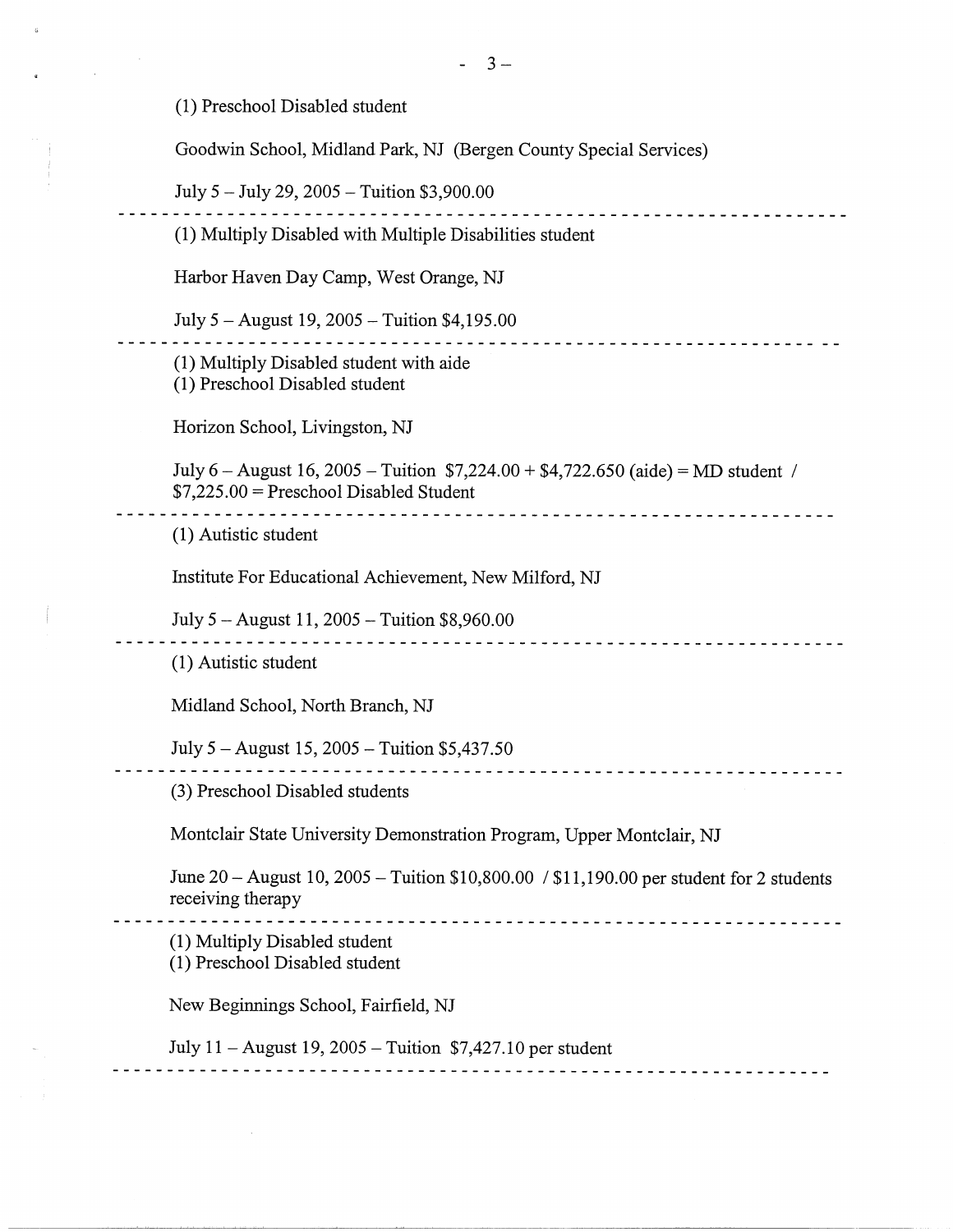(1) Preschool Disabled student

Goodwin School, Midland Park, NJ (Bergen County Special Services)

July 5 – July 29, 2005 – Tuition $3,900.00

---

(1) Multiply Disabled with Multiple Disabilities student

Harbor Haven Day Camp, West Orange, NJ

July 5 – August 19, 2005 – Tuition $4,195.00

---

(1) Multiply Disabled student with aide
(1) Preschool Disabled student

Horizon School, Livingston, NJ

July 6 – August 16, 2005 – Tuition $7,224.00 + $4,722.650 (aide) = MD student / $7,225.00 = Preschool Disabled Student

---

(1) Autistic student

Institute For Educational Achievement, New Milford, NJ

July 5 – August 11, 2005 – Tuition $8,960.00

---

(1) Autistic student

Midland School, North Branch, NJ

July 5 – August 15, 2005 – Tuition $5,437.50

---

(3) Preschool Disabled students

Montclair State University Demonstration Program, Upper Montclair, NJ

June 20 – August 10, 2005 – Tuition $10,800.00 / $11,190.00 per student for 2 students receiving therapy

---

(1) Multiply Disabled student
(1) Preschool Disabled student

New Beginnings School, Fairfield, NJ

July 11 – August 19, 2005 – Tuition $7,427.10 per student

---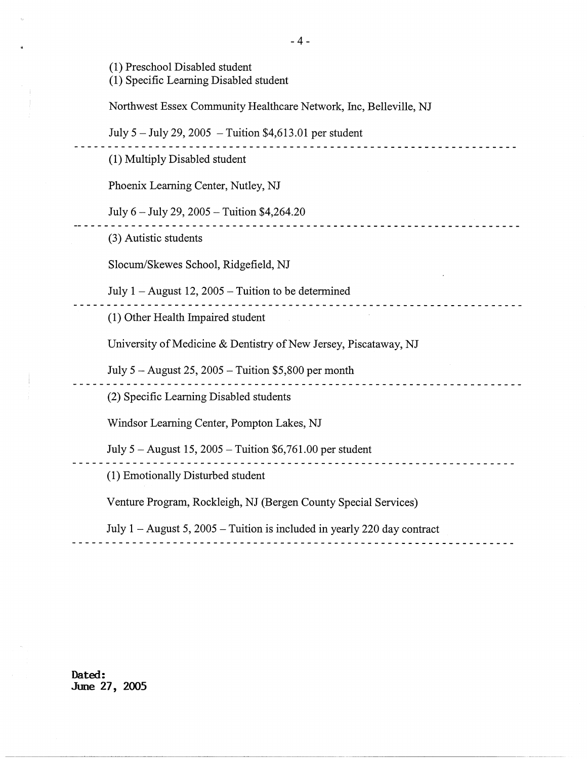(1) Preschool Disabled student
(1) Specific Learning Disabled student

Northwest Essex Community Healthcare Network, Inc, Belleville, NJ

July 5 – July 29, 2005 – Tuition $4,613.01 per student

---

(1) Multiply Disabled student

Phoenix Learning Center, Nutley, NJ

July 6 – July 29, 2005 – Tuition $4,264.20

---

(3) Autistic students

Slocum/Skewes School, Ridgefield, NJ

July 1 – August 12, 2005 – Tuition to be determined

---

(1) Other Health Impaired student

University of Medicine & Dentistry of New Jersey, Piscataway, NJ

July 5 – August 25, 2005 – Tuition $5,800 per month

---

(2) Specific Learning Disabled students

Windsor Learning Center, Pompton Lakes, NJ

July 5 – August 15, 2005 – Tuition $6,761.00 per student

---

(1) Emotionally Disturbed student

Venture Program, Rockleigh, NJ (Bergen County Special Services)

July 1 – August 5, 2005 – Tuition is included in yearly 220 day contract

---

**Dated:**
**June 27, 2005**